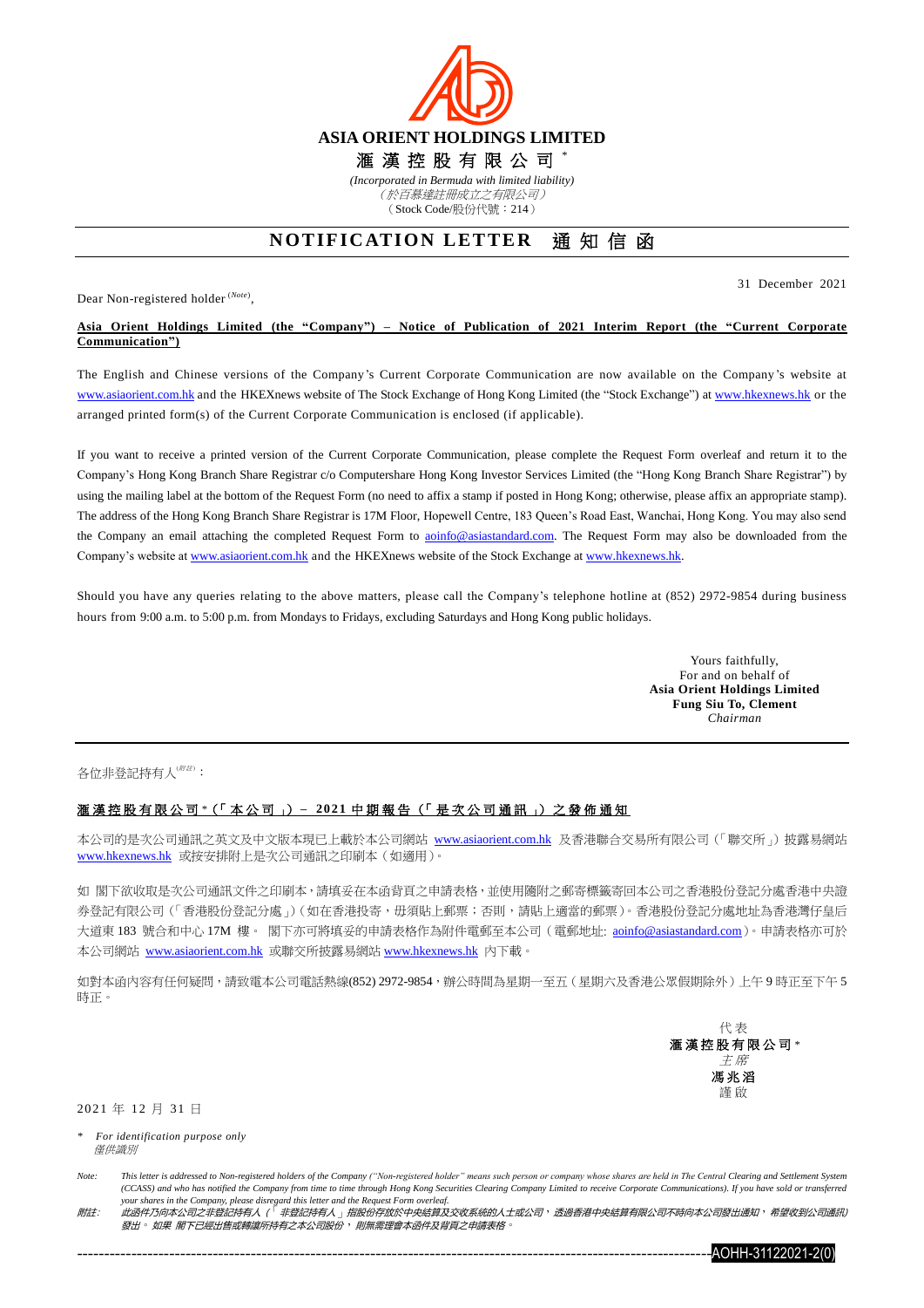# ASIA ORIENT HOLDINGS LIMITED

# 滙 漢 控 股 有 限 公 司 *

*(Incorporated in Bermuda with limited liability)*

*(於百慕達註冊成立之有限公司)*

(Stock Code/股份代號：214)

## NOTIFICATION LETTER 通 知 信 函

31 December 2021

Dear Non-registered holder *(Note)*,

**Asia Orient Holdings Limited (the "Company") – Notice of Publication of 2021 Interim Report (the "Current Corporate Communication")**

The English and Chinese versions of the Company's Current Corporate Communication are now available on the Company's website at www.asiaorient.com.hk and the HKEXnews website of The Stock Exchange of Hong Kong Limited (the "Stock Exchange") at www.hkexnews.hk or the arranged printed form(s) of the Current Corporate Communication is enclosed (if applicable).

If you want to receive a printed version of the Current Corporate Communication, please complete the Request Form overleaf and return it to the Company's Hong Kong Branch Share Registrar c/o Computershare Hong Kong Investor Services Limited (the "Hong Kong Branch Share Registrar") by using the mailing label at the bottom of the Request Form (no need to affix a stamp if posted in Hong Kong; otherwise, please affix an appropriate stamp). The address of the Hong Kong Branch Share Registrar is 17M Floor, Hopewell Centre, 183 Queen's Road East, Wanchai, Hong Kong. You may also send the Company an email attaching the completed Request Form to aoinfo@asiastandard.com. The Request Form may also be downloaded from the Company's website at www.asiaorient.com.hk and the HKEXnews website of the Stock Exchange at www.hkexnews.hk.

Should you have any queries relating to the above matters, please call the Company's telephone hotline at (852) 2972-9854 during business hours from 9:00 a.m. to 5:00 p.m. from Mondays to Fridays, excluding Saturdays and Hong Kong public holidays.

Yours faithfully,
For and on behalf of
**Asia Orient Holdings Limited**
**Fung Siu To, Clement**
*Chairman*

---

各位非登記持有人*(附註)*：

**滙漢控股有限公司*（「本公司」）– 2021中期報告（「是次公司通訊」）之發佈通知**

本公司的是次公司通訊之英文及中文版本現已上載於本公司網站 www.asiaorient.com.hk 及香港聯合交易所有限公司（「聯交所」）披露易網站 www.hkexnews.hk 或按安排附上是次公司通訊之印刷本（如適用）。

如 閣下欲收取是次公司通訊文件之印刷本，請填妥在本函背頁之申請表格，並使用隨附之郵寄標籤寄回本公司之香港股份登記分處香港中央證券登記有限公司（「香港股份登記分處」）（如在香港投寄，毋須貼上郵票；否則，請貼上適當的郵票）。香港股份登記分處地址為香港灣仔皇后大道東 183 號合和中心 17M 樓。 閣下亦可將填妥的申請表格作為附件電郵至本公司（電郵地址: aoinfo@asiastandard.com）。申請表格亦可於本公司網站 www.asiaorient.com.hk 或聯交所披露易網站 www.hkexnews.hk 內下載。

如對本函內容有任何疑問，請致電本公司電話熱線(852) 2972-9854，辦公時間為星期一至五（星期六及香港公眾假期除外）上午 9 時正至下午 5 時正。

代表
**滙漢控股有限公司***
*主席*
**馮兆滔**
謹啟

2021 年 12 月 31 日

\* *For identification purpose only*
*僅供識別*

*Note: This letter is addressed to Non-registered holders of the Company ("Non-registered holder" means such person or company whose shares are held in The Central Clearing and Settlement System (CCASS) and who has notified the Company from time to time through Hong Kong Securities Clearing Company Limited to receive Corporate Communications). If you have sold or transferred your shares in the Company, please disregard this letter and the Request Form overleaf.*

*附註: 此函件乃向本公司之非登記持有人（「非登記持有人」指股份存放於中央結算及交收系統的人士或公司，透過香港中央結算有限公司不時向本公司發出通知，希望收到公司通訊）發出。如果 閣下已經出售或轉讓所持有之本公司股份，則無需理會本函件及背頁之申請表格。*

AOHH-31122021-2(0)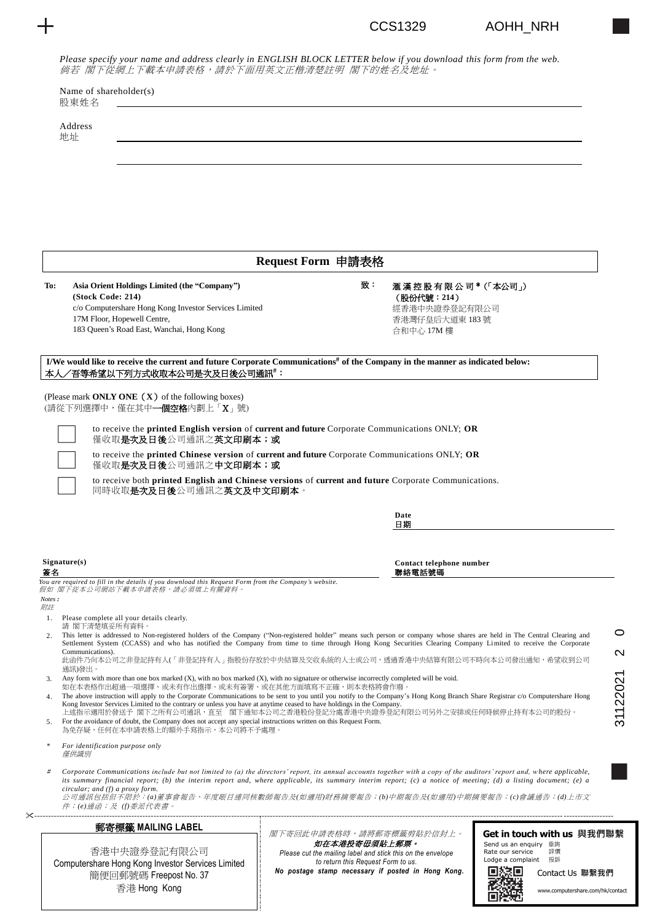CCS1329 AOHH_NRH

*Please specify your name and address clearly in ENGLISH BLOCK LETTER below if you download this form from the web.*
*倘若 閣下從網上下載本申請表格，請於下面用英文正楷清楚註明 閣下的姓名及地址。*

Name of shareholder(s)
股東姓名 ______________________________

Address
地址 ______________________________

______________________________

## Request Form 申請表格

**To:** **Asia Orient Holdings Limited (the "Company")**
**(Stock Code: 214)**
c/o Computershare Hong Kong Investor Services Limited
17M Floor, Hopewell Centre,
183 Queen's Road East, Wanchai, Hong Kong

**致：** **滙漢控股有限公司\*（「本公司」）**
**（股份代號：214）**
經香港中央證券登記有限公司
香港灣仔皇后大道東 183 號
合和中心 17M 樓

**I/We would like to receive the current and future Corporate Communications# of the Company in the manner as indicated below:**
**本人／吾等希望以下列方式收取本公司是次及日後公司通訊#：**

(Please mark **ONLY ONE**（**X**）of the following boxes)
(請從下列選擇中，僅在其中**一個空格**內劃上「**X**」號)

☐ to receive the **printed English version** of **current and future** Corporate Communications ONLY; **OR**
僅收取**是次及日後**公司通訊之**英文印刷本；或**

☐ to receive the **printed Chinese version** of **current and future** Corporate Communications ONLY; **OR**
僅收取**是次及日後**公司通訊之**中文印刷本；或**

☐ to receive both **printed English and Chinese versions** of **current and future** Corporate Communications.
同時收取**是次及日後**公司通訊之**英文及中文印刷本**。

**Date**
**日期** ______________________________

**Signature(s)**
**簽名** ______________________________

**Contact telephone number**
**聯絡電話號碼** ______________________________

*You are required to fill in the details if you download this Request Form from the Company's website.*
*假如 閣下從本公司網站下載本申請表格，請必須填上有關資料。*

***Notes :***
*附註*

1. Please complete all your details clearly.
   請 閣下清楚填妥所有資料。
2. This letter is addressed to Non-registered holders of the Company ("Non-registered holder" means such person or company whose shares are held in The Central Clearing and Settlement System (CCASS) and who has notified the Company from time to time through Hong Kong Securities Clearing Company Limited to receive the Corporate Communications).
   此函件乃向本公司之非登記持有人(「非登記持有人」指股份存放於中央結算及交收系統的人士或公司，透過香港中央結算有限公司不時向本公司發出通知，希望收到公司通訊)發出。
3. Any form with more than one box marked (X), with no box marked (X), with no signature or otherwise incorrectly completed will be void.
   如在本表格作出超過一項選擇、或未有作出選擇、或未有簽署、或在其他方面填寫不正確，則本表格將會作廢。
4. The above instruction will apply to the Corporate Communications to be sent to you until you notify to the Company's Hong Kong Branch Share Registrar c/o Computershare Hong Kong Investor Services Limited to the contrary or unless you have at anytime ceased to have holdings in the Company.
   上述指示適用於發送予 閣下之所有公司通訊，直至 閣下通知本公司之香港股份登記分處香港中央證券登記有限公司另外之安排或任何時候停止持有本公司的股份。
5. For the avoidance of doubt, the Company does not accept any special instructions written on this Request Form.
   為免存疑，任何在本申請表格上的額外手寫指示，本公司將不予處理。

\* *For identification purpose only*
*僅供識別*

\# *Corporate Communications include but not limited to (a) the directors' report, its annual accounts together with a copy of the auditors' report and, where applicable, its summary financial report; (b) the interim report and, where applicable, its summary interim report; (c) a notice of meeting; (d) a listing document; (e) a circular; and (f) a proxy form.*
*公司通訊包括但不限於：(a)董事會報告、年度賬目連同核數師報告及(如適用)財務摘要報告；(b)中期報告及(如適用)中期摘要報告；(c)會議通告；(d)上市文件；(e)通函；及 (f)委派代表書。*

31122021 2 0

**郵寄標籤 MAILING LABEL**

香港中央證券登記有限公司
Computershare Hong Kong Investor Services Limited
簡便回郵號碼 Freepost No. 37
香港 Hong Kong

*閣下寄回此申請表格時，請將郵寄標籤剪貼於信封上。*
***如在本港投寄毋須貼上郵票。***
*Please cut the mailing label and stick this on the envelope to return this Request Form to us.*
***No postage stamp necessary if posted in Hong Kong.***

**Get in touch with us 與我們聯繫**
Send us an enquiry 查詢
Rate our service 評價
Lodge a complaint 投訴
Contact Us 聯繫我們
www.computershare.com/hk/contact